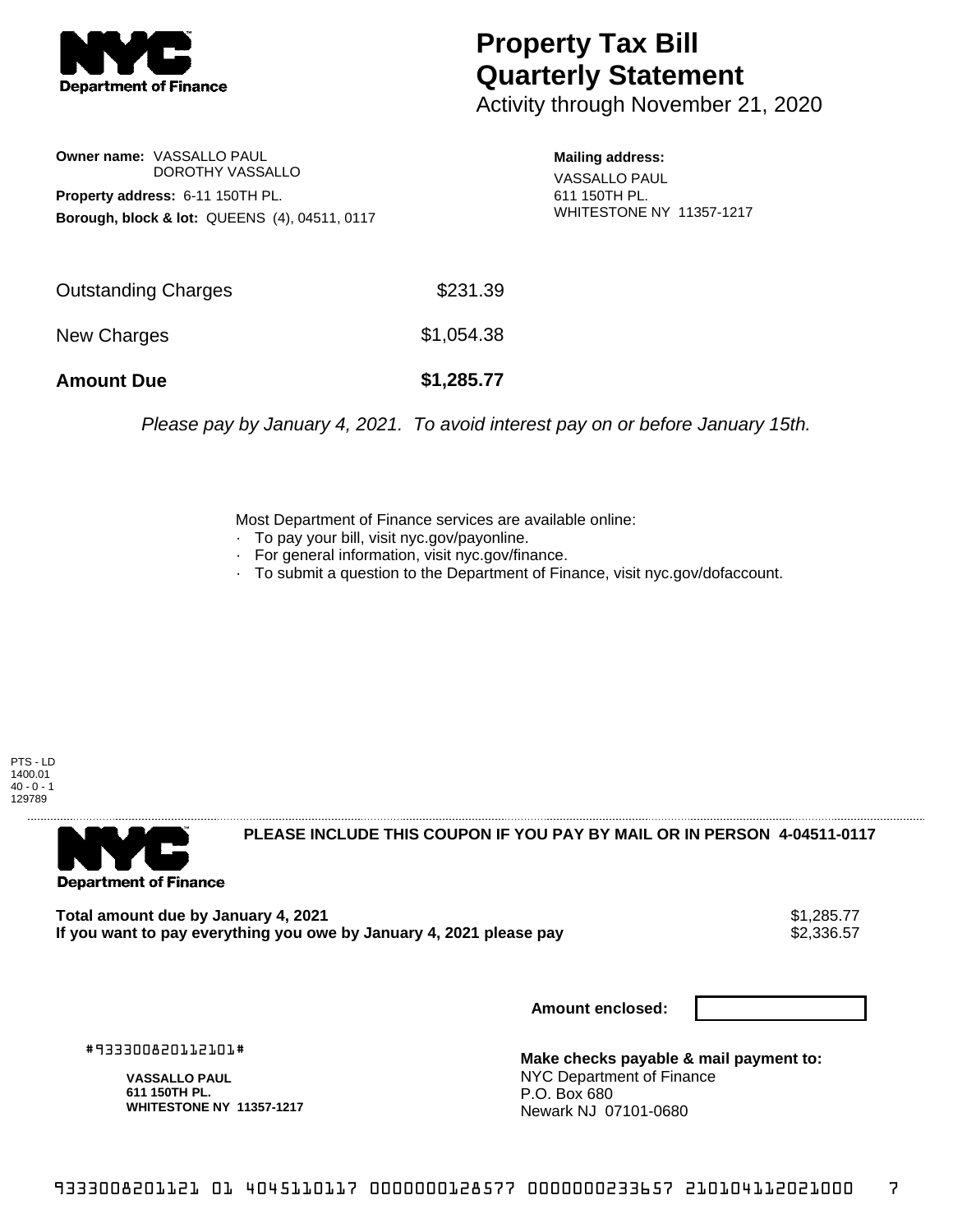# Property Tax Bill Quarterly Statement

Activity through November 21, 2020

**Owner name:** VASSALLO PAUL
DOROTHY VASSALLO

**Property address:** 6-11 150TH PL.

**Borough, block & lot:** QUEENS (4), 04511, 0117

**Mailing address:**
VASSALLO PAUL
611 150TH PL.
WHITESTONE NY 11357-1217

| | |
|---|---|
| Outstanding Charges | $231.39 |
| New Charges | $1,054.38 |
| **Amount Due** | **$1,285.77** |

*Please pay by January 4, 2021. To avoid interest pay on or before January 15th.*

Most Department of Finance services are available online:

- To pay your bill, visit nyc.gov/payonline.
- For general information, visit nyc.gov/finance.
- To submit a question to the Department of Finance, visit nyc.gov/dofaccount.

PTS - LD
1400.01
40 - 0 - 1
129789

**PLEASE INCLUDE THIS COUPON IF YOU PAY BY MAIL OR IN PERSON 4-04511-0117**

| | |
|---|---|
| **Total amount due by January 4, 2021** | $1,285.77 |
| **If you want to pay everything you owe by January 4, 2021 please pay** | $2,336.57 |

**Amount enclosed:**

#933300820112101#

**VASSALLO PAUL**
**611 150TH PL.**
**WHITESTONE NY 11357-1217**

**Make checks payable & mail payment to:**
NYC Department of Finance
P.O. Box 680
Newark NJ 07101-0680

9333008201121 01 4045110117 0000000128577 0000000233657 210104112021000 7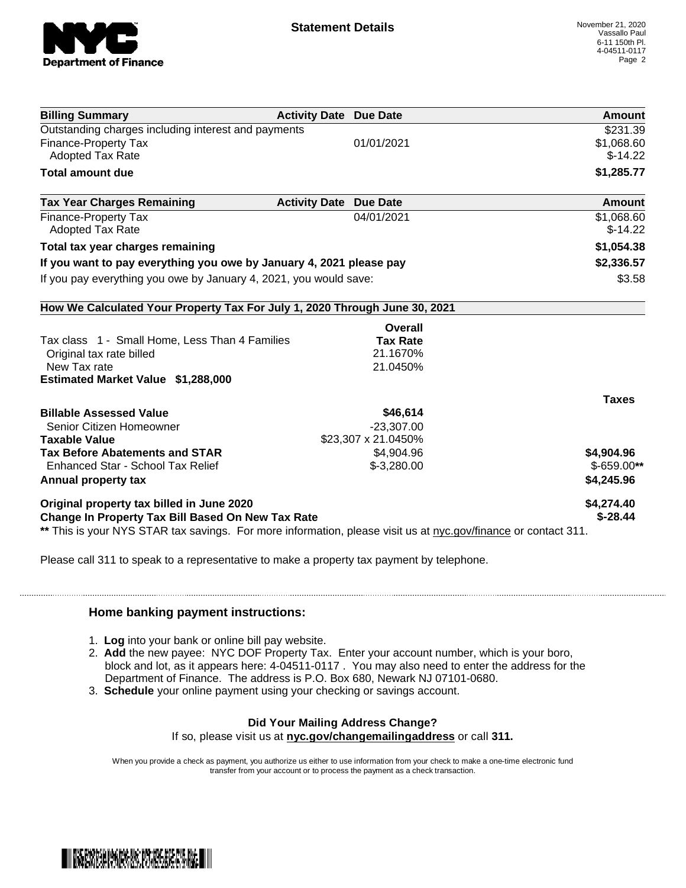**Statement Details**

November 21, 2020
Vassallo Paul
6-11 150th Pl.
4-04511-0117

| Billing Summary | Activity Date | Due Date | Amount |
|---|---|---|---|
| Outstanding charges including interest and payments | | | $231.39 |
| Finance-Property Tax | | 01/01/2021 | $1,068.60 |
| Adopted Tax Rate | | | $-14.22 |
| **Total amount due** | | | **$1,285.77** |

| Tax Year Charges Remaining | Activity Date | Due Date | Amount |
|---|---|---|---|
| Finance-Property Tax | | 04/01/2021 | $1,068.60 |
| Adopted Tax Rate | | | $-14.22 |
| **Total tax year charges remaining** | | | **$1,054.38** |
| **If you want to pay everything you owe by January 4, 2021 please pay** | | | **$2,336.57** |
| If you pay everything you owe by January 4, 2021, you would save: | | | $3.58 |

**How We Calculated Your Property Tax For July 1, 2020 Through June 30, 2021**

| | Overall Tax Rate | Taxes |
|---|---|---|
| Tax class 1 - Small Home, Less Than 4 Families | | |
| Original tax rate billed | 21.1670% | |
| New Tax rate | 21.0450% | |
| **Estimated Market Value $1,288,000** | | |
| **Billable Assessed Value** | **$46,614** | |
| Senior Citizen Homeowner | -23,307.00 | |
| **Taxable Value** | $23,307 x 21.0450% | |
| **Tax Before Abatements and STAR** | $4,904.96 | **$4,904.96** |
| Enhanced Star - School Tax Relief | $-3,280.00 | $-659.00** |
| **Annual property tax** | | **$4,245.96** |
| **Original property tax billed in June 2020** | | **$4,274.40** |
| **Change In Property Tax Bill Based On New Tax Rate** | | **$-28.44** |

** This is your NYS STAR tax savings. For more information, please visit us at nyc.gov/finance or contact 311.

Please call 311 to speak to a representative to make a property tax payment by telephone.

### Home banking payment instructions:

1. **Log** into your bank or online bill pay website.
2. **Add** the new payee: NYC DOF Property Tax. Enter your account number, which is your boro, block and lot, as it appears here: 4-04511-0117 . You may also need to enter the address for the Department of Finance. The address is P.O. Box 680, Newark NJ 07101-0680.
3. **Schedule** your online payment using your checking or savings account.

**Did Your Mailing Address Change?**

If so, please visit us at **nyc.gov/changemailingaddress** or call **311.**

When you provide a check as payment, you authorize us either to use information from your check to make a one-time electronic fund transfer from your account or to process the payment as a check transaction.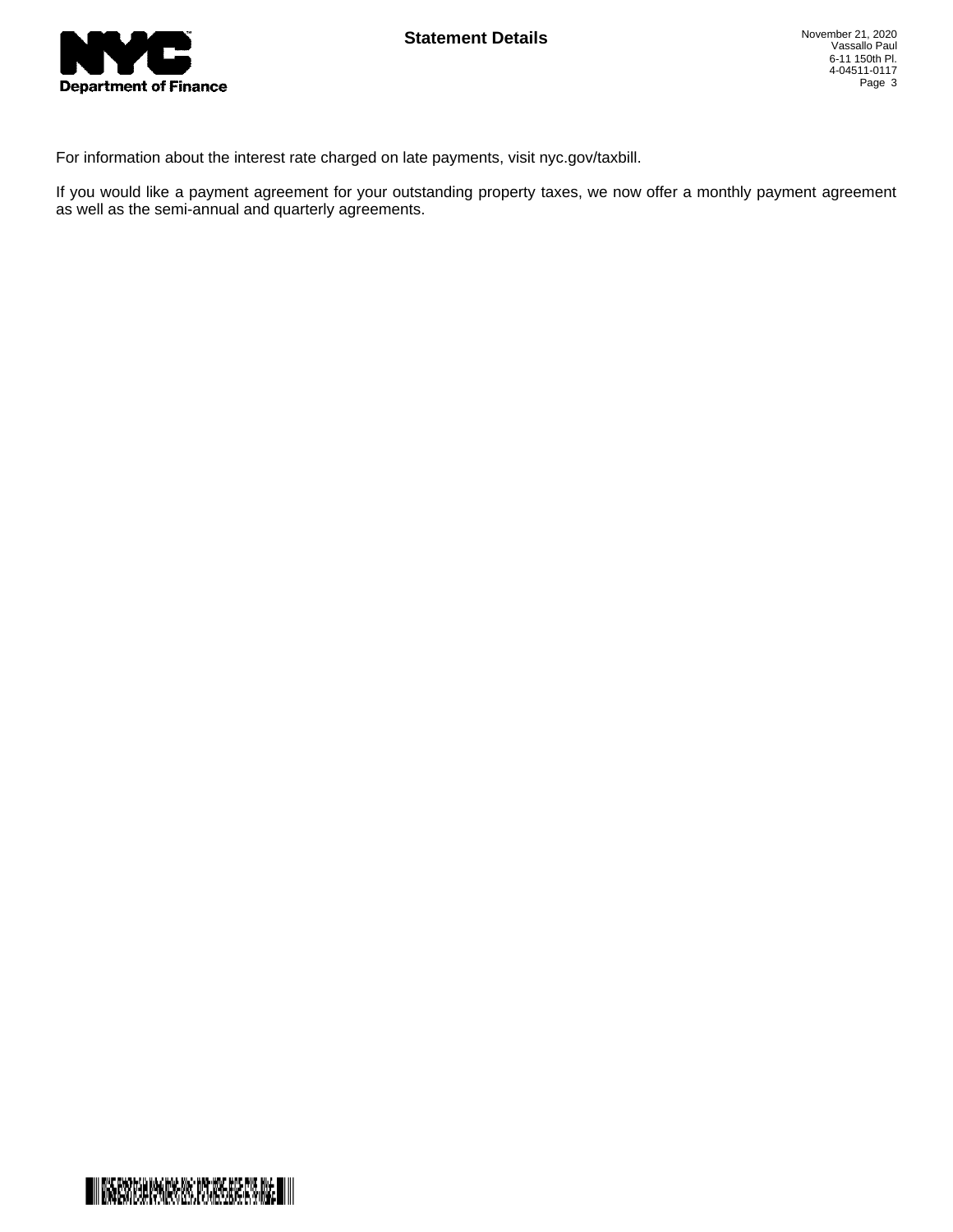For information about the interest rate charged on late payments, visit nyc.gov/taxbill.

If you would like a payment agreement for your outstanding property taxes, we now offer a monthly payment agreement as well as the semi-annual and quarterly agreements.